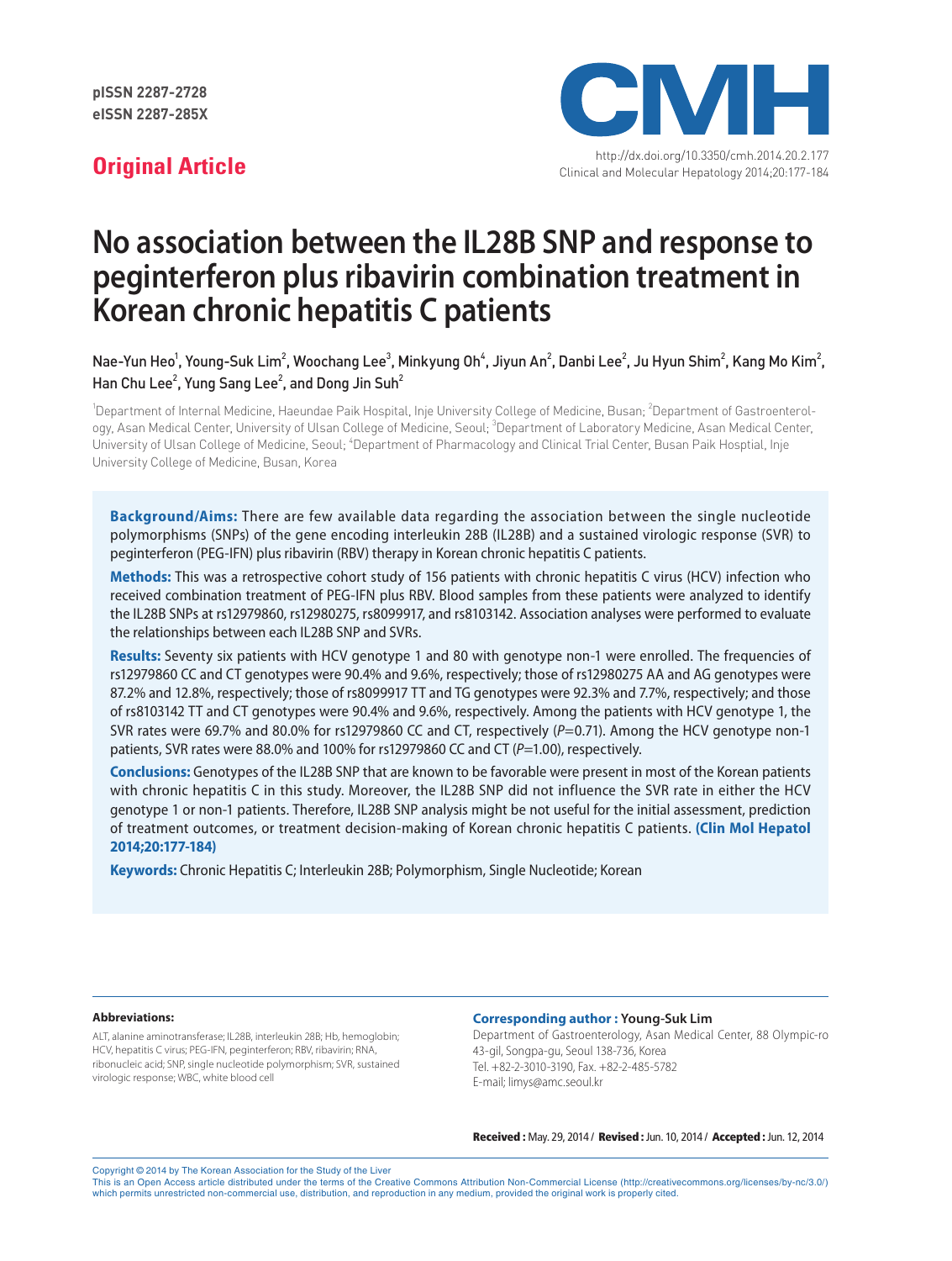pISSN 2287-2728
eISSN 2287-285X

**Original Article**

http://dx.doi.org/10.3350/cmh.2014.20.2.177
Clinical and Molecular Hepatology 2014;20:177-184

# No association between the IL28B SNP and response to peginterferon plus ribavirin combination treatment in Korean chronic hepatitis C patients

**Nae-Yun Heo[1], Young-Suk Lim[2], Woochang Lee[3], Minkyung Oh[4], Jiyun An[2], Danbi Lee[2], Ju Hyun Shim[2], Kang Mo Kim[2], Han Chu Lee[2], Yung Sang Lee[2], and Dong Jin Suh[2]**

[1]Department of Internal Medicine, Haeundae Paik Hospital, Inje University College of Medicine, Busan; [2]Department of Gastroenterology, Asan Medical Center, University of Ulsan College of Medicine, Seoul; [3]Department of Laboratory Medicine, Asan Medical Center, University of Ulsan College of Medicine, Seoul; [4]Department of Pharmacology and Clinical Trial Center, Busan Paik Hosptial, Inje University College of Medicine, Busan, Korea

**Background/Aims:** There are few available data regarding the association between the single nucleotide polymorphisms (SNPs) of the gene encoding interleukin 28B (IL28B) and a sustained virologic response (SVR) to peginterferon (PEG-IFN) plus ribavirin (RBV) therapy in Korean chronic hepatitis C patients.

**Methods:** This was a retrospective cohort study of 156 patients with chronic hepatitis C virus (HCV) infection who received combination treatment of PEG-IFN plus RBV. Blood samples from these patients were analyzed to identify the IL28B SNPs at rs12979860, rs12980275, rs8099917, and rs8103142. Association analyses were performed to evaluate the relationships between each IL28B SNP and SVRs.

**Results:** Seventy six patients with HCV genotype 1 and 80 with genotype non-1 were enrolled. The frequencies of rs12979860 CC and CT genotypes were 90.4% and 9.6%, respectively; those of rs12980275 AA and AG genotypes were 87.2% and 12.8%, respectively; those of rs8099917 TT and TG genotypes were 92.3% and 7.7%, respectively; and those of rs8103142 TT and CT genotypes were 90.4% and 9.6%, respectively. Among the patients with HCV genotype 1, the SVR rates were 69.7% and 80.0% for rs12979860 CC and CT, respectively (*P*=0.71). Among the HCV genotype non-1 patients, SVR rates were 88.0% and 100% for rs12979860 CC and CT (*P*=1.00), respectively.

**Conclusions:** Genotypes of the IL28B SNP that are known to be favorable were present in most of the Korean patients with chronic hepatitis C in this study. Moreover, the IL28B SNP did not influence the SVR rate in either the HCV genotype 1 or non-1 patients. Therefore, IL28B SNP analysis might be not useful for the initial assessment, prediction of treatment outcomes, or treatment decision-making of Korean chronic hepatitis C patients. **(Clin Mol Hepatol 2014;20:177-184)**

**Keywords:** Chronic Hepatitis C; Interleukin 28B; Polymorphism, Single Nucleotide; Korean

**Abbreviations:**

ALT, alanine aminotransferase; IL28B, interleukin 28B; Hb, hemoglobin; HCV, hepatitis C virus; PEG-IFN, peginterferon; RBV, ribavirin; RNA, ribonucleic acid; SNP, single nucleotide polymorphism; SVR, sustained virologic response; WBC, white blood cell

**Corresponding author : Young-Suk Lim**

Department of Gastroenterology, Asan Medical Center, 88 Olympic-ro 43-gil, Songpa-gu, Seoul 138-736, Korea
Tel. +82-2-3010-3190, Fax. +82-2-485-5782
E-mail; limys@amc.seoul.kr

**Received :** May. 29, 2014 / **Revised :** Jun. 10, 2014 / **Accepted :** Jun. 12, 2014

Copyright © 2014 by The Korean Association for the Study of the Liver
This is an Open Access article distributed under the terms of the Creative Commons Attribution Non-Commercial License (http://creativecommons.org/licenses/by-nc/3.0/) which permits unrestricted non-commercial use, distribution, and reproduction in any medium, provided the original work is properly cited.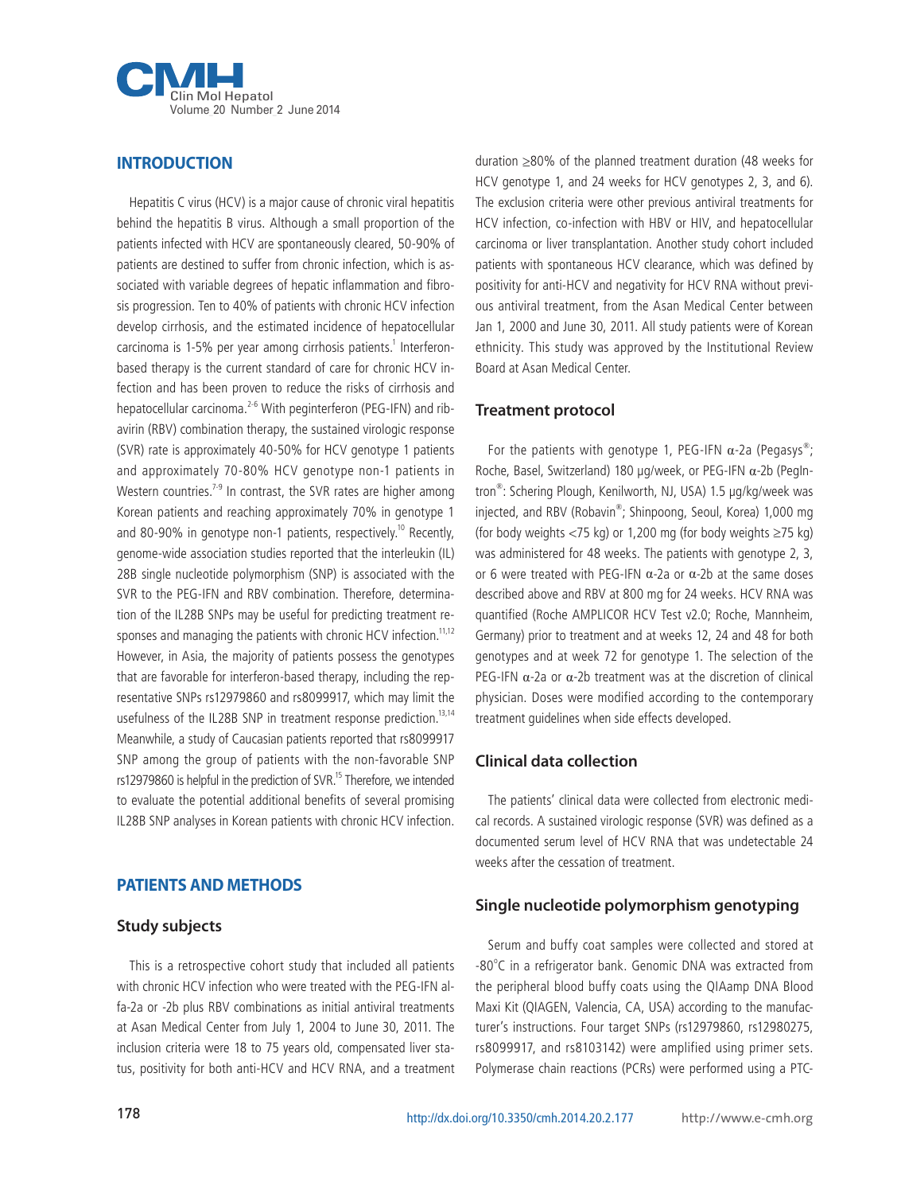## INTRODUCTION

Hepatitis C virus (HCV) is a major cause of chronic viral hepatitis behind the hepatitis B virus. Although a small proportion of the patients infected with HCV are spontaneously cleared, 50-90% of patients are destined to suffer from chronic infection, which is associated with variable degrees of hepatic inflammation and fibrosis progression. Ten to 40% of patients with chronic HCV infection develop cirrhosis, and the estimated incidence of hepatocellular carcinoma is 1-5% per year among cirrhosis patients.[1] Interferon-based therapy is the current standard of care for chronic HCV infection and has been proven to reduce the risks of cirrhosis and hepatocellular carcinoma.[2-6] With peginterferon (PEG-IFN) and ribavirin (RBV) combination therapy, the sustained virologic response (SVR) rate is approximately 40-50% for HCV genotype 1 patients and approximately 70-80% HCV genotype non-1 patients in Western countries.[7-9] In contrast, the SVR rates are higher among Korean patients and reaching approximately 70% in genotype 1 and 80-90% in genotype non-1 patients, respectively.[10] Recently, genome-wide association studies reported that the interleukin (IL) 28B single nucleotide polymorphism (SNP) is associated with the SVR to the PEG-IFN and RBV combination. Therefore, determination of the IL28B SNPs may be useful for predicting treatment responses and managing the patients with chronic HCV infection.[11,12] However, in Asia, the majority of patients possess the genotypes that are favorable for interferon-based therapy, including the representative SNPs rs12979860 and rs8099917, which may limit the usefulness of the IL28B SNP in treatment response prediction.[13,14] Meanwhile, a study of Caucasian patients reported that rs8099917 SNP among the group of patients with the non-favorable SNP rs12979860 is helpful in the prediction of SVR.[15] Therefore, we intended to evaluate the potential additional benefits of several promising IL28B SNP analyses in Korean patients with chronic HCV infection.

## PATIENTS AND METHODS

### Study subjects

This is a retrospective cohort study that included all patients with chronic HCV infection who were treated with the PEG-IFN alfa-2a or -2b plus RBV combinations as initial antiviral treatments at Asan Medical Center from July 1, 2004 to June 30, 2011. The inclusion criteria were 18 to 75 years old, compensated liver status, positivity for both anti-HCV and HCV RNA, and a treatment duration ≥80% of the planned treatment duration (48 weeks for HCV genotype 1, and 24 weeks for HCV genotypes 2, 3, and 6). The exclusion criteria were other previous antiviral treatments for HCV infection, co-infection with HBV or HIV, and hepatocellular carcinoma or liver transplantation. Another study cohort included patients with spontaneous HCV clearance, which was defined by positivity for anti-HCV and negativity for HCV RNA without previous antiviral treatment, from the Asan Medical Center between Jan 1, 2000 and June 30, 2011. All study patients were of Korean ethnicity. This study was approved by the Institutional Review Board at Asan Medical Center.

### Treatment protocol

For the patients with genotype 1, PEG-IFN α-2a (Pegasys®; Roche, Basel, Switzerland) 180 μg/week, or PEG-IFN α-2b (PegIntron®: Schering Plough, Kenilworth, NJ, USA) 1.5 μg/kg/week was injected, and RBV (Robavin®; Shinpoong, Seoul, Korea) 1,000 mg (for body weights <75 kg) or 1,200 mg (for body weights ≥75 kg) was administered for 48 weeks. The patients with genotype 2, 3, or 6 were treated with PEG-IFN α-2a or α-2b at the same doses described above and RBV at 800 mg for 24 weeks. HCV RNA was quantified (Roche AMPLICOR HCV Test v2.0; Roche, Mannheim, Germany) prior to treatment and at weeks 12, 24 and 48 for both genotypes and at week 72 for genotype 1. The selection of the PEG-IFN α-2a or α-2b treatment was at the discretion of clinical physician. Doses were modified according to the contemporary treatment guidelines when side effects developed.

### Clinical data collection

The patients' clinical data were collected from electronic medical records. A sustained virologic response (SVR) was defined as a documented serum level of HCV RNA that was undetectable 24 weeks after the cessation of treatment.

### Single nucleotide polymorphism genotyping

Serum and buffy coat samples were collected and stored at -80°C in a refrigerator bank. Genomic DNA was extracted from the peripheral blood buffy coats using the QIAamp DNA Blood Maxi Kit (QIAGEN, Valencia, CA, USA) according to the manufacturer's instructions. Four target SNPs (rs12979860, rs12980275, rs8099917, and rs8103142) were amplified using primer sets. Polymerase chain reactions (PCRs) were performed using a PTC-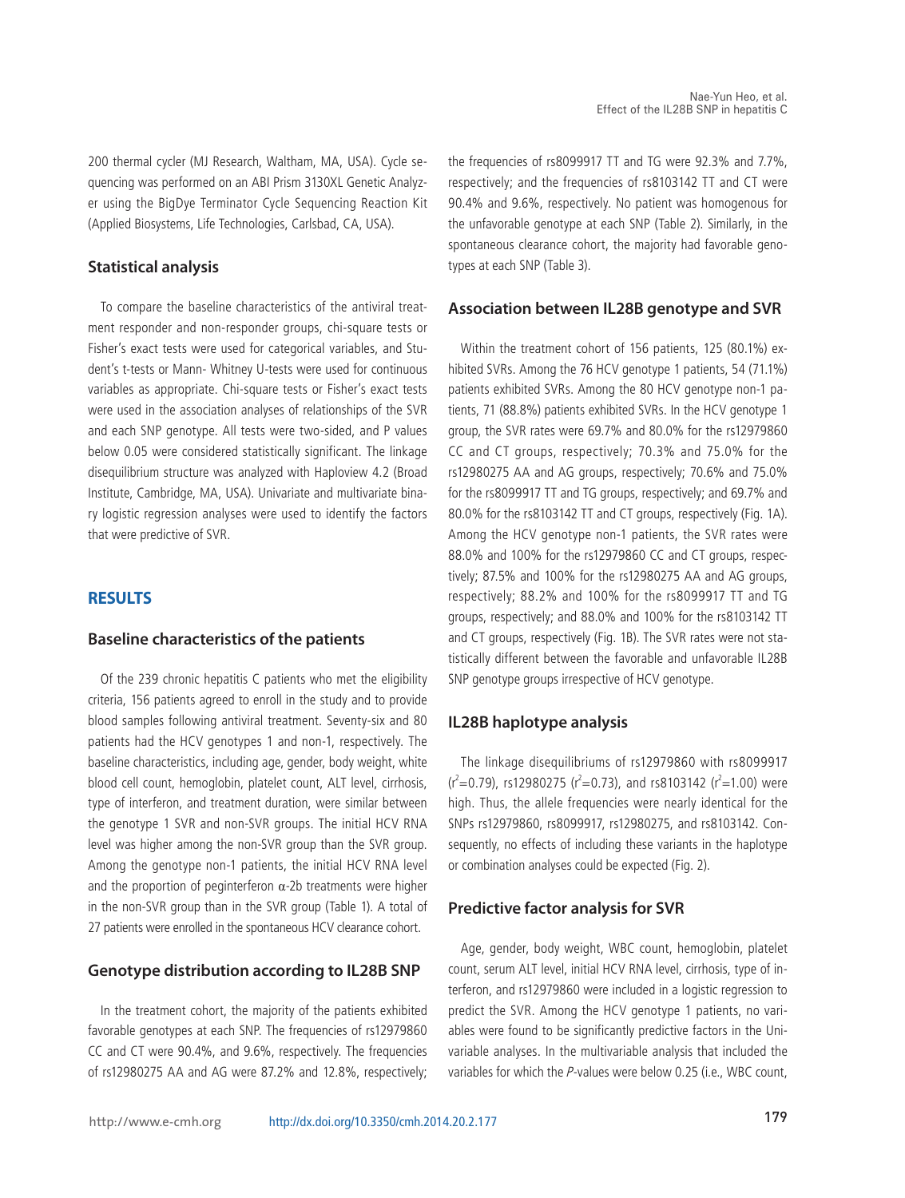200 thermal cycler (MJ Research, Waltham, MA, USA). Cycle sequencing was performed on an ABI Prism 3130XL Genetic Analyzer using the BigDye Terminator Cycle Sequencing Reaction Kit (Applied Biosystems, Life Technologies, Carlsbad, CA, USA).

### Statistical analysis

To compare the baseline characteristics of the antiviral treatment responder and non-responder groups, chi-square tests or Fisher's exact tests were used for categorical variables, and Student's t-tests or Mann- Whitney U-tests were used for continuous variables as appropriate. Chi-square tests or Fisher's exact tests were used in the association analyses of relationships of the SVR and each SNP genotype. All tests were two-sided, and P values below 0.05 were considered statistically significant. The linkage disequilibrium structure was analyzed with Haploview 4.2 (Broad Institute, Cambridge, MA, USA). Univariate and multivariate binary logistic regression analyses were used to identify the factors that were predictive of SVR.

## RESULTS

### Baseline characteristics of the patients

Of the 239 chronic hepatitis C patients who met the eligibility criteria, 156 patients agreed to enroll in the study and to provide blood samples following antiviral treatment. Seventy-six and 80 patients had the HCV genotypes 1 and non-1, respectively. The baseline characteristics, including age, gender, body weight, white blood cell count, hemoglobin, platelet count, ALT level, cirrhosis, type of interferon, and treatment duration, were similar between the genotype 1 SVR and non-SVR groups. The initial HCV RNA level was higher among the non-SVR group than the SVR group. Among the genotype non-1 patients, the initial HCV RNA level and the proportion of peginterferon α-2b treatments were higher in the non-SVR group than in the SVR group (Table 1). A total of 27 patients were enrolled in the spontaneous HCV clearance cohort.

### Genotype distribution according to IL28B SNP

In the treatment cohort, the majority of the patients exhibited favorable genotypes at each SNP. The frequencies of rs12979860 CC and CT were 90.4%, and 9.6%, respectively. The frequencies of rs12980275 AA and AG were 87.2% and 12.8%, respectively; the frequencies of rs8099917 TT and TG were 92.3% and 7.7%, respectively; and the frequencies of rs8103142 TT and CT were 90.4% and 9.6%, respectively. No patient was homogenous for the unfavorable genotype at each SNP (Table 2). Similarly, in the spontaneous clearance cohort, the majority had favorable genotypes at each SNP (Table 3).

### Association between IL28B genotype and SVR

Within the treatment cohort of 156 patients, 125 (80.1%) exhibited SVRs. Among the 76 HCV genotype 1 patients, 54 (71.1%) patients exhibited SVRs. Among the 80 HCV genotype non-1 patients, 71 (88.8%) patients exhibited SVRs. In the HCV genotype 1 group, the SVR rates were 69.7% and 80.0% for the rs12979860 CC and CT groups, respectively; 70.3% and 75.0% for the rs12980275 AA and AG groups, respectively; 70.6% and 75.0% for the rs8099917 TT and TG groups, respectively; and 69.7% and 80.0% for the rs8103142 TT and CT groups, respectively (Fig. 1A). Among the HCV genotype non-1 patients, the SVR rates were 88.0% and 100% for the rs12979860 CC and CT groups, respectively; 87.5% and 100% for the rs12980275 AA and AG groups, respectively; 88.2% and 100% for the rs8099917 TT and TG groups, respectively; and 88.0% and 100% for the rs8103142 TT and CT groups, respectively (Fig. 1B). The SVR rates were not statistically different between the favorable and unfavorable IL28B SNP genotype groups irrespective of HCV genotype.

### IL28B haplotype analysis

The linkage disequilibriums of rs12979860 with rs8099917 ($r^2$=0.79), rs12980275 ($r^2$=0.73), and rs8103142 ($r^2$=1.00) were high. Thus, the allele frequencies were nearly identical for the SNPs rs12979860, rs8099917, rs12980275, and rs8103142. Consequently, no effects of including these variants in the haplotype or combination analyses could be expected (Fig. 2).

### Predictive factor analysis for SVR

Age, gender, body weight, WBC count, hemoglobin, platelet count, serum ALT level, initial HCV RNA level, cirrhosis, type of interferon, and rs12979860 were included in a logistic regression to predict the SVR. Among the HCV genotype 1 patients, no variables were found to be significantly predictive factors in the Univariable analyses. In the multivariable analysis that included the variables for which the *P*-values were below 0.25 (i.e., WBC count,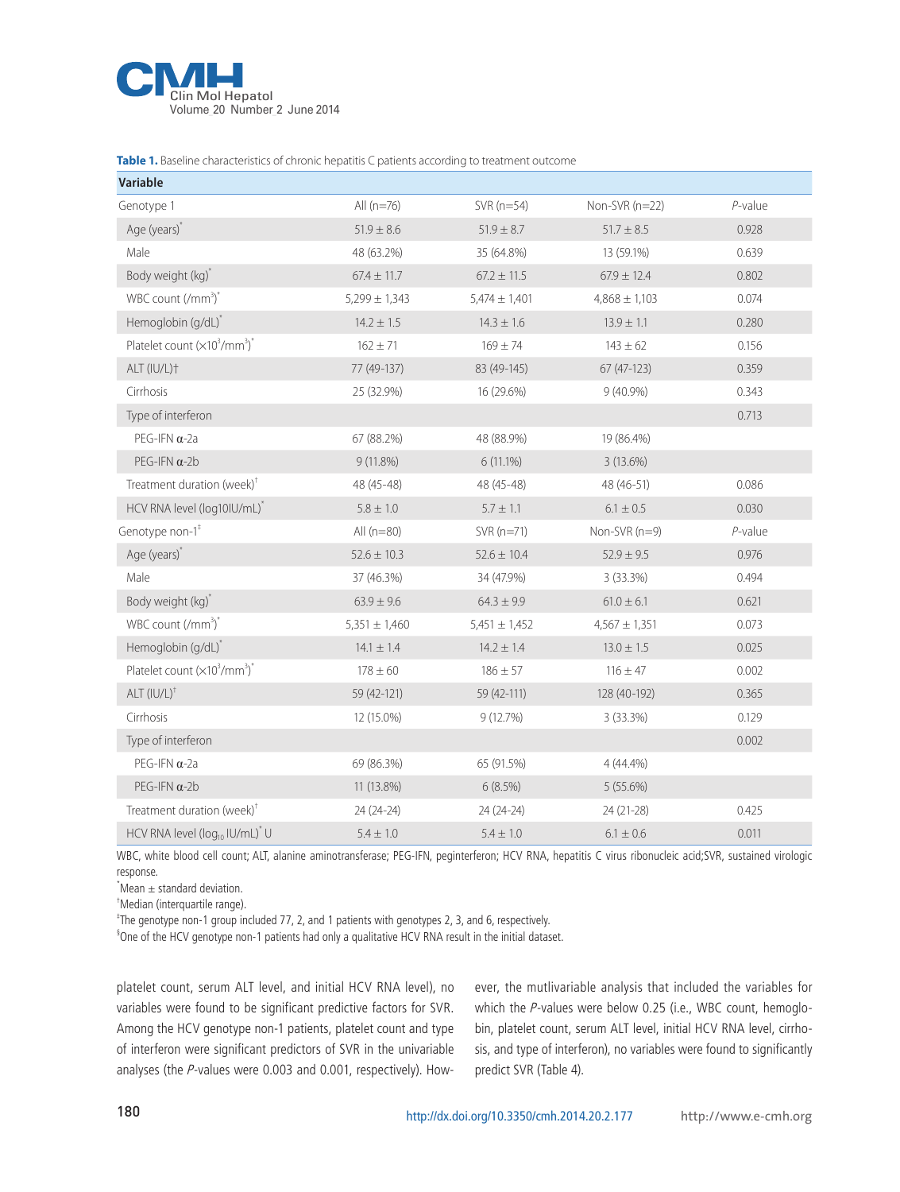**Table 1.** Baseline characteristics of chronic hepatitis C patients according to treatment outcome

| Variable | | | | |
|---|---|---|---|---|
| Genotype 1 | All (n=76) | SVR (n=54) | Non-SVR (n=22) | *P*-value |
| Age (years)* | 51.9 ± 8.6 | 51.9 ± 8.7 | 51.7 ± 8.5 | 0.928 |
| Male | 48 (63.2%) | 35 (64.8%) | 13 (59.1%) | 0.639 |
| Body weight (kg)* | 67.4 ± 11.7 | 67.2 ± 11.5 | 67.9 ± 12.4 | 0.802 |
| WBC count (/mm$^3$)* | 5,299 ± 1,343 | 5,474 ± 1,401 | 4,868 ± 1,103 | 0.074 |
| Hemoglobin (g/dL)* | 14.2 ± 1.5 | 14.3 ± 1.6 | 13.9 ± 1.1 | 0.280 |
| Platelet count (×10$^3$/mm$^3$)* | 162 ± 71 | 169 ± 74 | 143 ± 62 | 0.156 |
| ALT (IU/L)† | 77 (49-137) | 83 (49-145) | 67 (47-123) | 0.359 |
| Cirrhosis | 25 (32.9%) | 16 (29.6%) | 9 (40.9%) | 0.343 |
| Type of interferon | | | | 0.713 |
| PEG-IFN α-2a | 67 (88.2%) | 48 (88.9%) | 19 (86.4%) | |
| PEG-IFN α-2b | 9 (11.8%) | 6 (11.1%) | 3 (13.6%) | |
| Treatment duration (week)† | 48 (45-48) | 48 (45-48) | 48 (46-51) | 0.086 |
| HCV RNA level (log10IU/mL)* | 5.8 ± 1.0 | 5.7 ± 1.1 | 6.1 ± 0.5 | 0.030 |
| Genotype non-1‡ | All (n=80) | SVR (n=71) | Non-SVR (n=9) | *P*-value |
| Age (years)* | 52.6 ± 10.3 | 52.6 ± 10.4 | 52.9 ± 9.5 | 0.976 |
| Male | 37 (46.3%) | 34 (47.9%) | 3 (33.3%) | 0.494 |
| Body weight (kg)* | 63.9 ± 9.6 | 64.3 ± 9.9 | 61.0 ± 6.1 | 0.621 |
| WBC count (/mm$^3$)* | 5,351 ± 1,460 | 5,451 ± 1,452 | 4,567 ± 1,351 | 0.073 |
| Hemoglobin (g/dL)* | 14.1 ± 1.4 | 14.2 ± 1.4 | 13.0 ± 1.5 | 0.025 |
| Platelet count (×10$^3$/mm$^3$)* | 178 ± 60 | 186 ± 57 | 116 ± 47 | 0.002 |
| ALT (IU/L)† | 59 (42-121) | 59 (42-111) | 128 (40-192) | 0.365 |
| Cirrhosis | 12 (15.0%) | 9 (12.7%) | 3 (33.3%) | 0.129 |
| Type of interferon | | | | 0.002 |
| PEG-IFN α-2a | 69 (86.3%) | 65 (91.5%) | 4 (44.4%) | |
| PEG-IFN α-2b | 11 (13.8%) | 6 (8.5%) | 5 (55.6%) | |
| Treatment duration (week)† | 24 (24-24) | 24 (24-24) | 24 (21-28) | 0.425 |
| HCV RNA level ($\log_{10}$ IU/mL)* U | 5.4 ± 1.0 | 5.4 ± 1.0 | 6.1 ± 0.6 | 0.011 |

WBC, white blood cell count; ALT, alanine aminotransferase; PEG-IFN, peginterferon; HCV RNA, hepatitis C virus ribonucleic acid;SVR, sustained virologic response.

*Mean ± standard deviation.

†Median (interquartile range).

‡The genotype non-1 group included 77, 2, and 1 patients with genotypes 2, 3, and 6, respectively.

§One of the HCV genotype non-1 patients had only a qualitative HCV RNA result in the initial dataset.

platelet count, serum ALT level, and initial HCV RNA level), no variables were found to be significant predictive factors for SVR. Among the HCV genotype non-1 patients, platelet count and type of interferon were significant predictors of SVR in the univariable analyses (the *P*-values were 0.003 and 0.001, respectively). However, the mutlivariable analysis that included the variables for which the *P*-values were below 0.25 (i.e., WBC count, hemoglobin, platelet count, serum ALT level, initial HCV RNA level, cirrhosis, and type of interferon), no variables were found to significantly predict SVR (Table 4).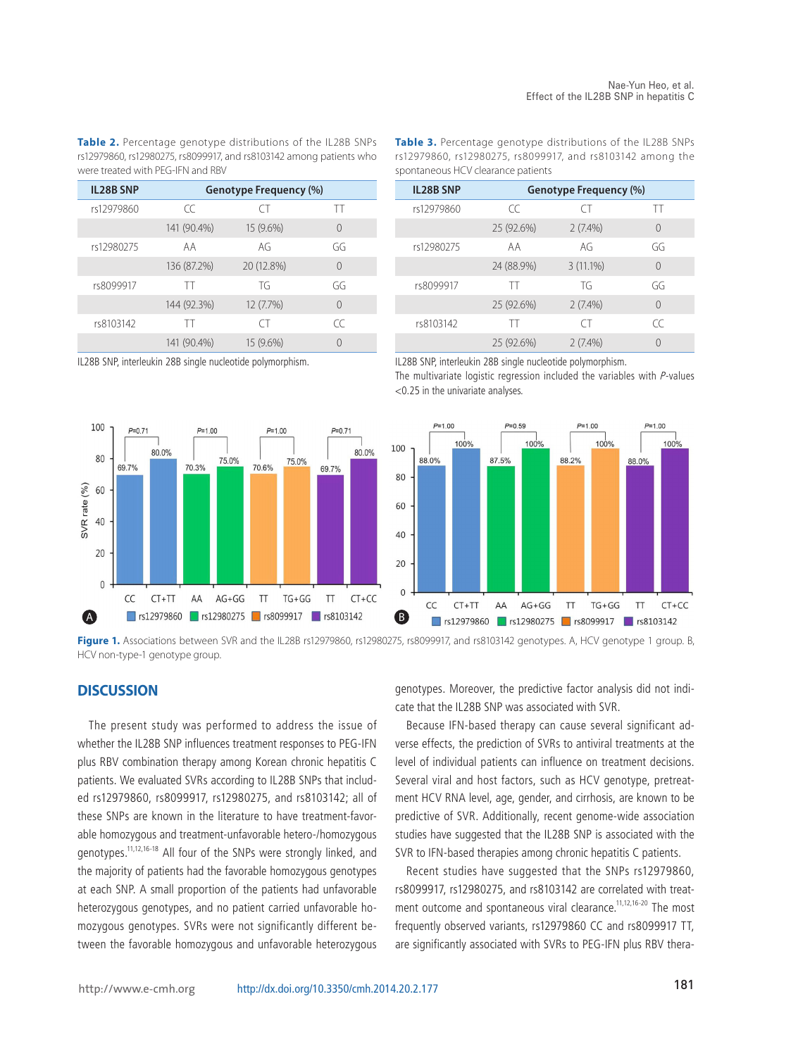**Table 2.** Percentage genotype distributions of the IL28B SNPs rs12979860, rs12980275, rs8099917, and rs8103142 among patients who were treated with PEG-IFN and RBV

| IL28B SNP | Genotype Frequency (%) | | |
|---|---|---|---|
| rs12979860 | CC | CT | TT |
| | 141 (90.4%) | 15 (9.6%) | 0 |
| rs12980275 | AA | AG | GG |
| | 136 (87.2%) | 20 (12.8%) | 0 |
| rs8099917 | TT | TG | GG |
| | 144 (92.3%) | 12 (7.7%) | 0 |
| rs8103142 | TT | CT | CC |
| | 141 (90.4%) | 15 (9.6%) | 0 |

IL28B SNP, interleukin 28B single nucleotide polymorphism.

**Table 3.** Percentage genotype distributions of the IL28B SNPs rs12979860, rs12980275, rs8099917, and rs8103142 among the spontaneous HCV clearance patients

| IL28B SNP | Genotype Frequency (%) | | |
|---|---|---|---|
| rs12979860 | CC | CT | TT |
| | 25 (92.6%) | 2 (7.4%) | 0 |
| rs12980275 | AA | AG | GG |
| | 24 (88.9%) | 3 (11.1%) | 0 |
| rs8099917 | TT | TG | GG |
| | 25 (92.6%) | 2 (7.4%) | 0 |
| rs8103142 | TT | CT | CC |
| | 25 (92.6%) | 2 (7.4%) | 0 |

IL28B SNP, interleukin 28B single nucleotide polymorphism.
The multivariate logistic regression included the variables with *P*-values <0.25 in the univariate analyses.

**Figure 1.** Associations between SVR and the IL28B rs12979860, rs12980275, rs8099917, and rs8103142 genotypes. A, HCV genotype 1 group. B, HCV non-type-1 genotype group.

## DISCUSSION

The present study was performed to address the issue of whether the IL28B SNP influences treatment responses to PEG-IFN plus RBV combination therapy among Korean chronic hepatitis C patients. We evaluated SVRs according to IL28B SNPs that included rs12979860, rs8099917, rs12980275, and rs8103142; all of these SNPs are known in the literature to have treatment-favorable homozygous and treatment-unfavorable hetero-/homozygous genotypes.[11,12,16-18] All four of the SNPs were strongly linked, and the majority of patients had the favorable homozygous genotypes at each SNP. A small proportion of the patients had unfavorable heterozygous genotypes, and no patient carried unfavorable homozygous genotypes. SVRs were not significantly different between the favorable homozygous and unfavorable heterozygous genotypes. Moreover, the predictive factor analysis did not indicate that the IL28B SNP was associated with SVR.

Because IFN-based therapy can cause several significant adverse effects, the prediction of SVRs to antiviral treatments at the level of individual patients can influence on treatment decisions. Several viral and host factors, such as HCV genotype, pretreatment HCV RNA level, age, gender, and cirrhosis, are known to be predictive of SVR. Additionally, recent genome-wide association studies have suggested that the IL28B SNP is associated with the SVR to IFN-based therapies among chronic hepatitis C patients.

Recent studies have suggested that the SNPs rs12979860, rs8099917, rs12980275, and rs8103142 are correlated with treatment outcome and spontaneous viral clearance.[11,12,16-20] The most frequently observed variants, rs12979860 CC and rs8099917 TT, are significantly associated with SVRs to PEG-IFN plus RBV thera-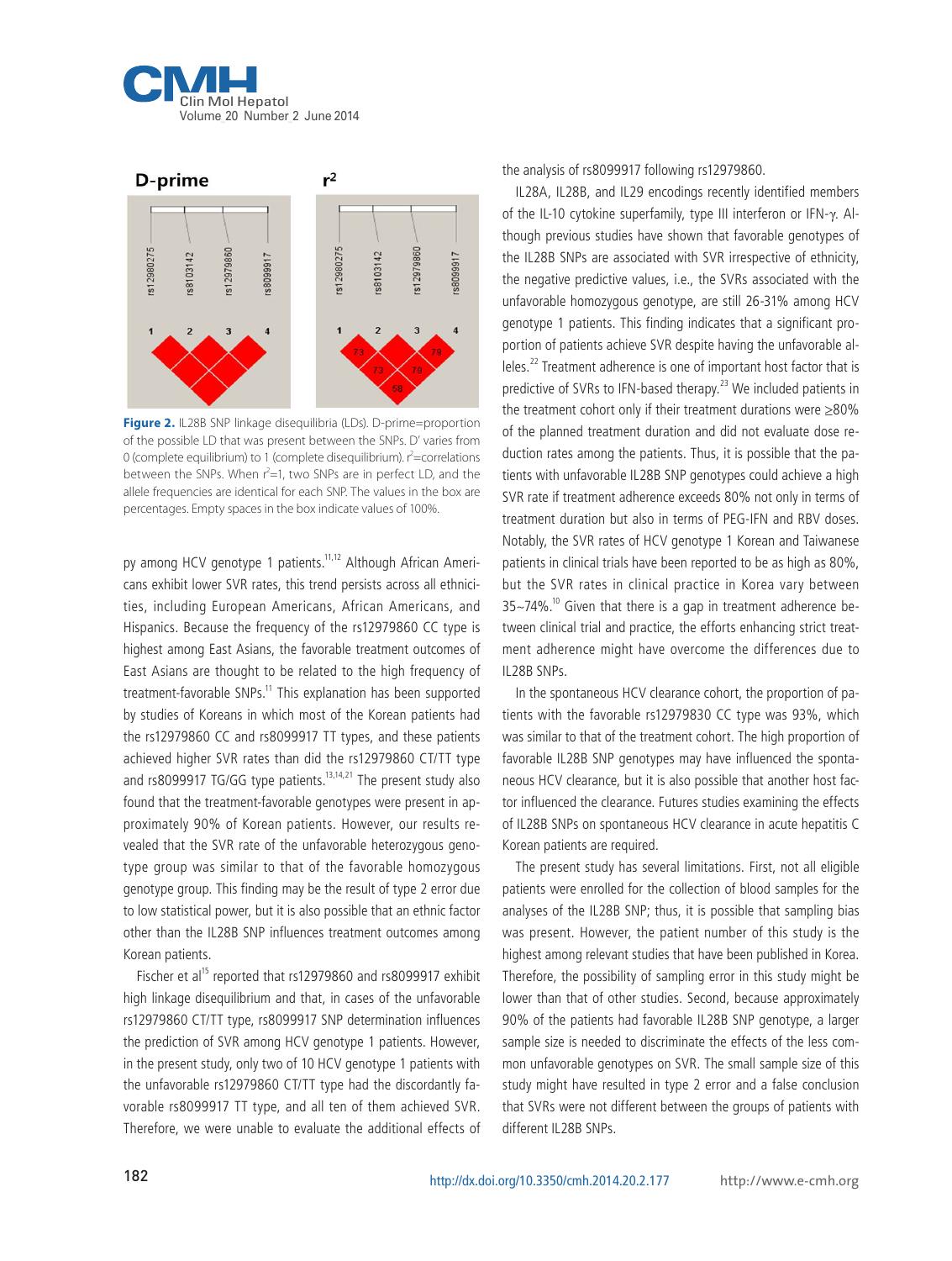Figure 2. IL28B SNP linkage disequilibria (LDs). D-prime=proportion of the possible LD that was present between the SNPs. D' varies from 0 (complete equilibrium) to 1 (complete disequilibrium). $r^2$=correlations between the SNPs. When $r^2$=1, two SNPs are in perfect LD, and the allele frequencies are identical for each SNP. The values in the box are percentages. Empty spaces in the box indicate values of 100%.

py among HCV genotype 1 patients.[11,12] Although African Americans exhibit lower SVR rates, this trend persists across all ethnicities, including European Americans, African Americans, and Hispanics. Because the frequency of the rs12979860 CC type is highest among East Asians, the favorable treatment outcomes of East Asians are thought to be related to the high frequency of treatment-favorable SNPs.[11] This explanation has been supported by studies of Koreans in which most of the Korean patients had the rs12979860 CC and rs8099917 TT types, and these patients achieved higher SVR rates than did the rs12979860 CT/TT type and rs8099917 TG/GG type patients.[13,14,21] The present study also found that the treatment-favorable genotypes were present in approximately 90% of Korean patients. However, our results revealed that the SVR rate of the unfavorable heterozygous genotype group was similar to that of the favorable homozygous genotype group. This finding may be the result of type 2 error due to low statistical power, but it is also possible that an ethnic factor other than the IL28B SNP influences treatment outcomes among Korean patients.

Fischer et al[15] reported that rs12979860 and rs8099917 exhibit high linkage disequilibrium and that, in cases of the unfavorable rs12979860 CT/TT type, rs8099917 SNP determination influences the prediction of SVR among HCV genotype 1 patients. However, in the present study, only two of 10 HCV genotype 1 patients with the unfavorable rs12979860 CT/TT type had the discordantly favorable rs8099917 TT type, and all ten of them achieved SVR. Therefore, we were unable to evaluate the additional effects of the analysis of rs8099917 following rs12979860.

IL28A, IL28B, and IL29 encodings recently identified members of the IL-10 cytokine superfamily, type III interferon or IFN-γ. Although previous studies have shown that favorable genotypes of the IL28B SNPs are associated with SVR irrespective of ethnicity, the negative predictive values, i.e., the SVRs associated with the unfavorable homozygous genotype, are still 26-31% among HCV genotype 1 patients. This finding indicates that a significant proportion of patients achieve SVR despite having the unfavorable alleles.[22] Treatment adherence is one of important host factor that is predictive of SVRs to IFN-based therapy.[23] We included patients in the treatment cohort only if their treatment durations were ≥80% of the planned treatment duration and did not evaluate dose reduction rates among the patients. Thus, it is possible that the patients with unfavorable IL28B SNP genotypes could achieve a high SVR rate if treatment adherence exceeds 80% not only in terms of treatment duration but also in terms of PEG-IFN and RBV doses. Notably, the SVR rates of HCV genotype 1 Korean and Taiwanese patients in clinical trials have been reported to be as high as 80%, but the SVR rates in clinical practice in Korea vary between 35~74%.[10] Given that there is a gap in treatment adherence between clinical trial and practice, the efforts enhancing strict treatment adherence might have overcome the differences due to IL28B SNPs.

In the spontaneous HCV clearance cohort, the proportion of patients with the favorable rs12979830 CC type was 93%, which was similar to that of the treatment cohort. The high proportion of favorable IL28B SNP genotypes may have influenced the spontaneous HCV clearance, but it is also possible that another host factor influenced the clearance. Futures studies examining the effects of IL28B SNPs on spontaneous HCV clearance in acute hepatitis C Korean patients are required.

The present study has several limitations. First, not all eligible patients were enrolled for the collection of blood samples for the analyses of the IL28B SNP; thus, it is possible that sampling bias was present. However, the patient number of this study is the highest among relevant studies that have been published in Korea. Therefore, the possibility of sampling error in this study might be lower than that of other studies. Second, because approximately 90% of the patients had favorable IL28B SNP genotype, a larger sample size is needed to discriminate the effects of the less common unfavorable genotypes on SVR. The small sample size of this study might have resulted in type 2 error and a false conclusion that SVRs were not different between the groups of patients with different IL28B SNPs.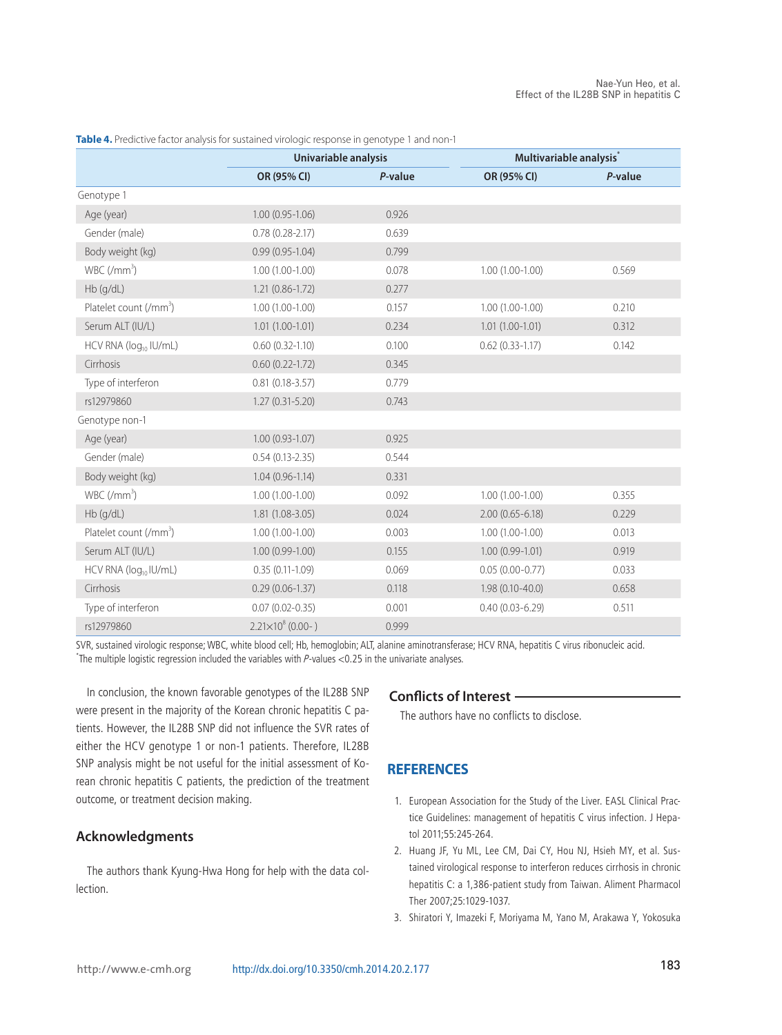**Table 4.** Predictive factor analysis for sustained virologic response in genotype 1 and non-1

| | Univariable analysis | | Multivariable analysis* | |
|---|---|---|---|---|
| | OR (95% CI) | *P*-value | OR (95% CI) | *P*-value |
| Genotype 1 | | | | |
| Age (year) | 1.00 (0.95-1.06) | 0.926 | | |
| Gender (male) | 0.78 (0.28-2.17) | 0.639 | | |
| Body weight (kg) | 0.99 (0.95-1.04) | 0.799 | | |
| WBC (/$mm^3$) | 1.00 (1.00-1.00) | 0.078 | 1.00 (1.00-1.00) | 0.569 |
| Hb (g/dL) | 1.21 (0.86-1.72) | 0.277 | | |
| Platelet count (/$mm^3$) | 1.00 (1.00-1.00) | 0.157 | 1.00 (1.00-1.00) | 0.210 |
| Serum ALT (IU/L) | 1.01 (1.00-1.01) | 0.234 | 1.01 (1.00-1.01) | 0.312 |
| HCV RNA ($log_{10}$ IU/mL) | 0.60 (0.32-1.10) | 0.100 | 0.62 (0.33-1.17) | 0.142 |
| Cirrhosis | 0.60 (0.22-1.72) | 0.345 | | |
| Type of interferon | 0.81 (0.18-3.57) | 0.779 | | |
| rs12979860 | 1.27 (0.31-5.20) | 0.743 | | |
| Genotype non-1 | | | | |
| Age (year) | 1.00 (0.93-1.07) | 0.925 | | |
| Gender (male) | 0.54 (0.13-2.35) | 0.544 | | |
| Body weight (kg) | 1.04 (0.96-1.14) | 0.331 | | |
| WBC (/$mm^3$) | 1.00 (1.00-1.00) | 0.092 | 1.00 (1.00-1.00) | 0.355 |
| Hb (g/dL) | 1.81 (1.08-3.05) | 0.024 | 2.00 (0.65-6.18) | 0.229 |
| Platelet count (/$mm^3$) | 1.00 (1.00-1.00) | 0.003 | 1.00 (1.00-1.00) | 0.013 |
| Serum ALT (IU/L) | 1.00 (0.99-1.00) | 0.155 | 1.00 (0.99-1.01) | 0.919 |
| HCV RNA ($log_{10}$ IU/mL) | 0.35 (0.11-1.09) | 0.069 | 0.05 (0.00-0.77) | 0.033 |
| Cirrhosis | 0.29 (0.06-1.37) | 0.118 | 1.98 (0.10-40.0) | 0.658 |
| Type of interferon | 0.07 (0.02-0.35) | 0.001 | 0.40 (0.03-6.29) | 0.511 |
| rs12979860 | $2.21 \times 10^8$ (0.00- ) | 0.999 | | |

SVR, sustained virologic response; WBC, white blood cell; Hb, hemoglobin; ALT, alanine aminotransferase; HCV RNA, hepatitis C virus ribonucleic acid.
*The multiple logistic regression included the variables with *P*-values <0.25 in the univariate analyses.

In conclusion, the known favorable genotypes of the IL28B SNP were present in the majority of the Korean chronic hepatitis C patients. However, the IL28B SNP did not influence the SVR rates of either the HCV genotype 1 or non-1 patients. Therefore, IL28B SNP analysis might be not useful for the initial assessment of Korean chronic hepatitis C patients, the prediction of the treatment outcome, or treatment decision making.

## Acknowledgments

The authors thank Kyung-Hwa Hong for help with the data collection.

## Conflicts of Interest

The authors have no conflicts to disclose.

## REFERENCES

1. European Association for the Study of the Liver. EASL Clinical Practice Guidelines: management of hepatitis C virus infection. J Hepatol 2011;55:245-264.
2. Huang JF, Yu ML, Lee CM, Dai CY, Hou NJ, Hsieh MY, et al. Sustained virological response to interferon reduces cirrhosis in chronic hepatitis C: a 1,386-patient study from Taiwan. Aliment Pharmacol Ther 2007;25:1029-1037.
3. Shiratori Y, Imazeki F, Moriyama M, Yano M, Arakawa Y, Yokosuka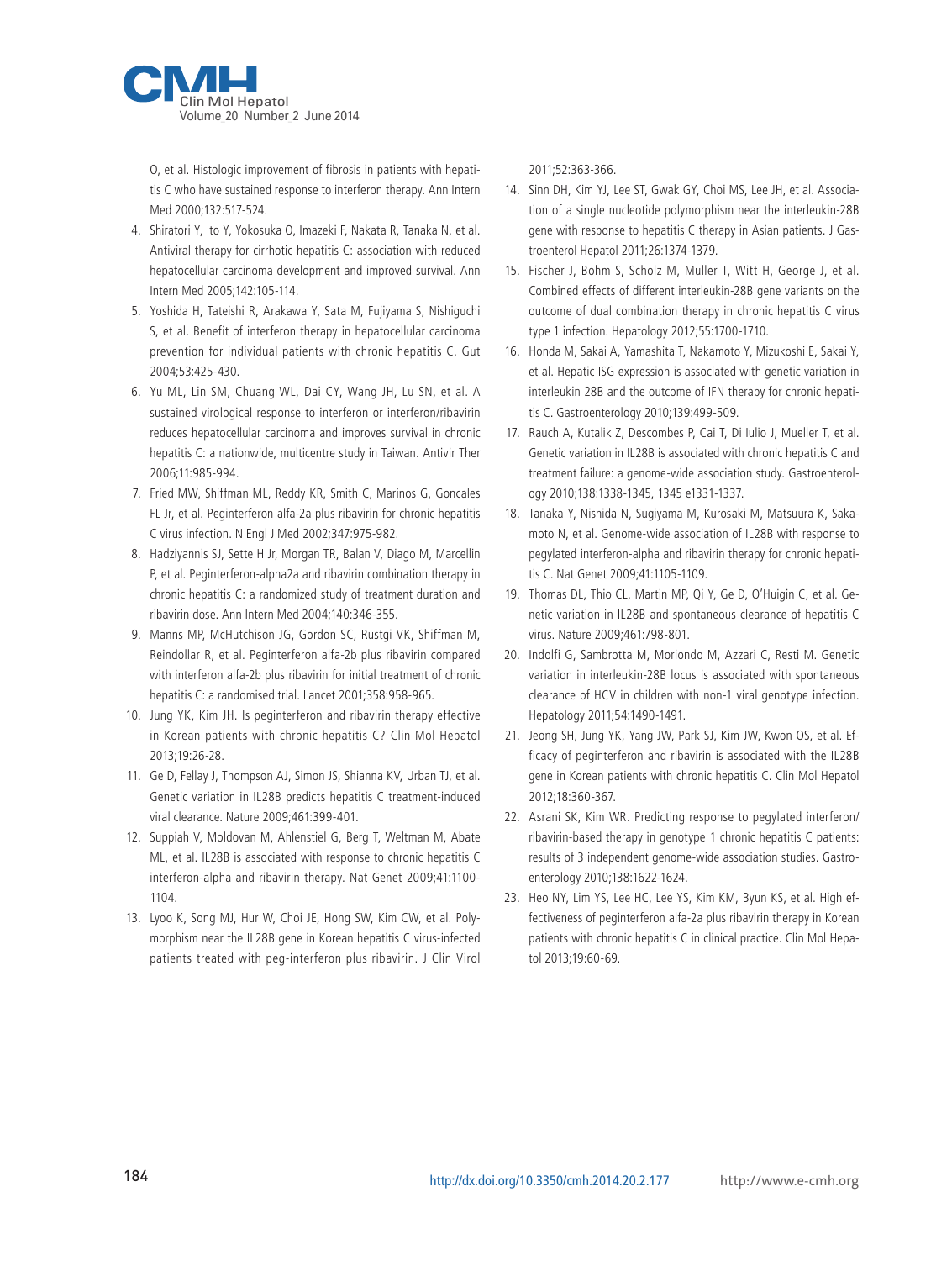O, et al. Histologic improvement of fibrosis in patients with hepatitis C who have sustained response to interferon therapy. Ann Intern Med 2000;132:517-524.

4. Shiratori Y, Ito Y, Yokosuka O, Imazeki F, Nakata R, Tanaka N, et al. Antiviral therapy for cirrhotic hepatitis C: association with reduced hepatocellular carcinoma development and improved survival. Ann Intern Med 2005;142:105-114.
5. Yoshida H, Tateishi R, Arakawa Y, Sata M, Fujiyama S, Nishiguchi S, et al. Benefit of interferon therapy in hepatocellular carcinoma prevention for individual patients with chronic hepatitis C. Gut 2004;53:425-430.
6. Yu ML, Lin SM, Chuang WL, Dai CY, Wang JH, Lu SN, et al. A sustained virological response to interferon or interferon/ribavirin reduces hepatocellular carcinoma and improves survival in chronic hepatitis C: a nationwide, multicentre study in Taiwan. Antivir Ther 2006;11:985-994.
7. Fried MW, Shiffman ML, Reddy KR, Smith C, Marinos G, Goncales FL Jr, et al. Peginterferon alfa-2a plus ribavirin for chronic hepatitis C virus infection. N Engl J Med 2002;347:975-982.
8. Hadziyannis SJ, Sette H Jr, Morgan TR, Balan V, Diago M, Marcellin P, et al. Peginterferon-alpha2a and ribavirin combination therapy in chronic hepatitis C: a randomized study of treatment duration and ribavirin dose. Ann Intern Med 2004;140:346-355.
9. Manns MP, McHutchison JG, Gordon SC, Rustgi VK, Shiffman M, Reindollar R, et al. Peginterferon alfa-2b plus ribavirin compared with interferon alfa-2b plus ribavirin for initial treatment of chronic hepatitis C: a randomised trial. Lancet 2001;358:958-965.
10. Jung YK, Kim JH. Is peginterferon and ribavirin therapy effective in Korean patients with chronic hepatitis C? Clin Mol Hepatol 2013;19:26-28.
11. Ge D, Fellay J, Thompson AJ, Simon JS, Shianna KV, Urban TJ, et al. Genetic variation in IL28B predicts hepatitis C treatment-induced viral clearance. Nature 2009;461:399-401.
12. Suppiah V, Moldovan M, Ahlenstiel G, Berg T, Weltman M, Abate ML, et al. IL28B is associated with response to chronic hepatitis C interferon-alpha and ribavirin therapy. Nat Genet 2009;41:1100-1104.
13. Lyoo K, Song MJ, Hur W, Choi JE, Hong SW, Kim CW, et al. Polymorphism near the IL28B gene in Korean hepatitis C virus-infected patients treated with peg-interferon plus ribavirin. J Clin Virol 2011;52:363-366.
14. Sinn DH, Kim YJ, Lee ST, Gwak GY, Choi MS, Lee JH, et al. Association of a single nucleotide polymorphism near the interleukin-28B gene with response to hepatitis C therapy in Asian patients. J Gastroenterol Hepatol 2011;26:1374-1379.
15. Fischer J, Bohm S, Scholz M, Muller T, Witt H, George J, et al. Combined effects of different interleukin-28B gene variants on the outcome of dual combination therapy in chronic hepatitis C virus type 1 infection. Hepatology 2012;55:1700-1710.
16. Honda M, Sakai A, Yamashita T, Nakamoto Y, Mizukoshi E, Sakai Y, et al. Hepatic ISG expression is associated with genetic variation in interleukin 28B and the outcome of IFN therapy for chronic hepatitis C. Gastroenterology 2010;139:499-509.
17. Rauch A, Kutalik Z, Descombes P, Cai T, Di Iulio J, Mueller T, et al. Genetic variation in IL28B is associated with chronic hepatitis C and treatment failure: a genome-wide association study. Gastroenterology 2010;138:1338-1345, 1345 e1331-1337.
18. Tanaka Y, Nishida N, Sugiyama M, Kurosaki M, Matsuura K, Sakamoto N, et al. Genome-wide association of IL28B with response to pegylated interferon-alpha and ribavirin therapy for chronic hepatitis C. Nat Genet 2009;41:1105-1109.
19. Thomas DL, Thio CL, Martin MP, Qi Y, Ge D, O'Huigin C, et al. Genetic variation in IL28B and spontaneous clearance of hepatitis C virus. Nature 2009;461:798-801.
20. Indolfi G, Sambrotta M, Moriondo M, Azzari C, Resti M. Genetic variation in interleukin-28B locus is associated with spontaneous clearance of HCV in children with non-1 viral genotype infection. Hepatology 2011;54:1490-1491.
21. Jeong SH, Jung YK, Yang JW, Park SJ, Kim JW, Kwon OS, et al. Efficacy of peginterferon and ribavirin is associated with the IL28B gene in Korean patients with chronic hepatitis C. Clin Mol Hepatol 2012;18:360-367.
22. Asrani SK, Kim WR. Predicting response to pegylated interferon/ribavirin-based therapy in genotype 1 chronic hepatitis C patients: results of 3 independent genome-wide association studies. Gastroenterology 2010;138:1622-1624.
23. Heo NY, Lim YS, Lee HC, Lee YS, Kim KM, Byun KS, et al. High effectiveness of peginterferon alfa-2a plus ribavirin therapy in Korean patients with chronic hepatitis C in clinical practice. Clin Mol Hepatol 2013;19:60-69.